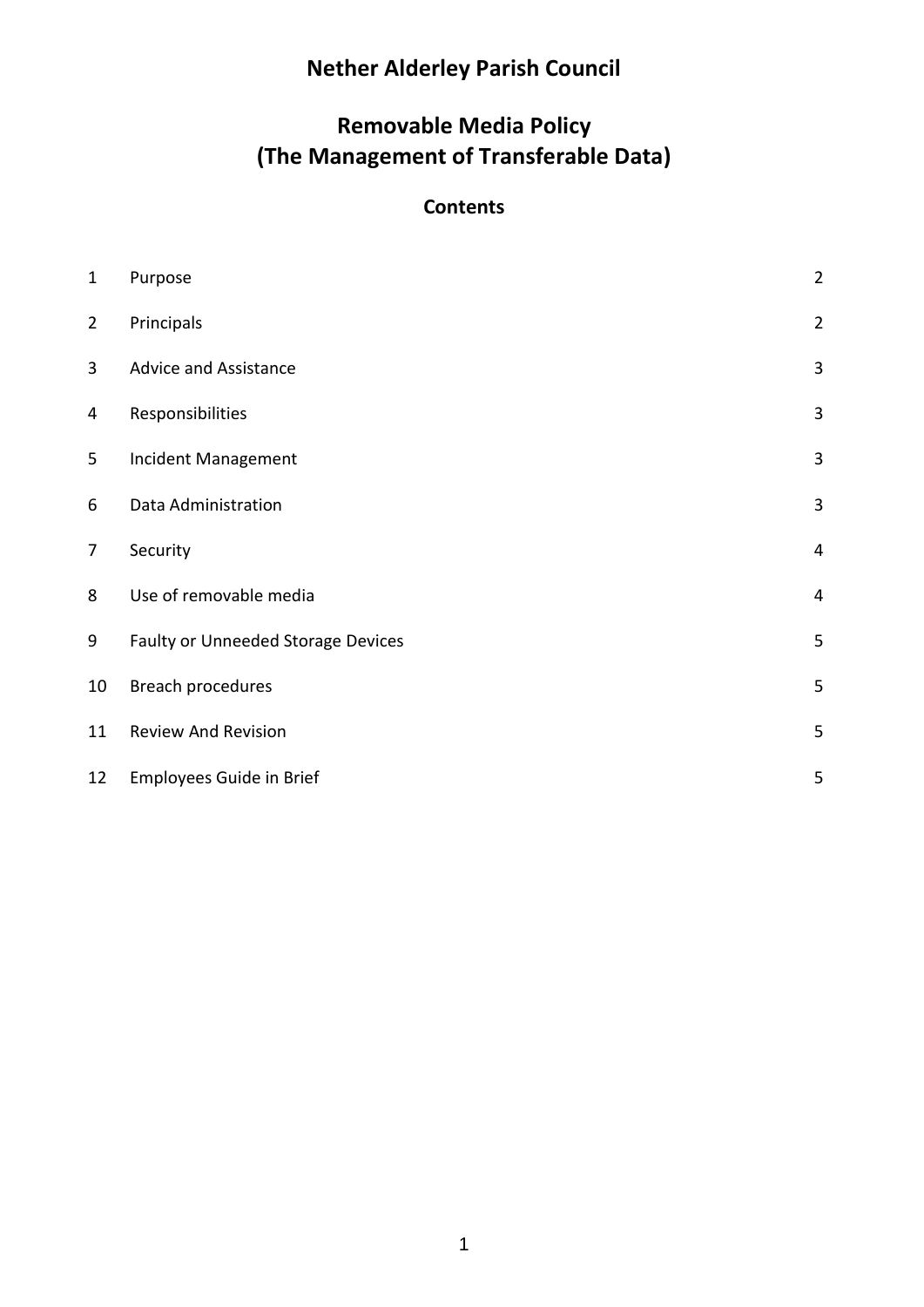# Nether Alderley Parish Council

## Removable Media Policy
## (The Management of Transferable Data)

### Contents

| | | |
|---|---|---|
| 1 | Purpose | 2 |
| 2 | Principals | 2 |
| 3 | Advice and Assistance | 3 |
| 4 | Responsibilities | 3 |
| 5 | Incident Management | 3 |
| 6 | Data Administration | 3 |
| 7 | Security | 4 |
| 8 | Use of removable media | 4 |
| 9 | Faulty or Unneeded Storage Devices | 5 |
| 10 | Breach procedures | 5 |
| 11 | Review And Revision | 5 |
| 12 | Employees Guide in Brief | 5 |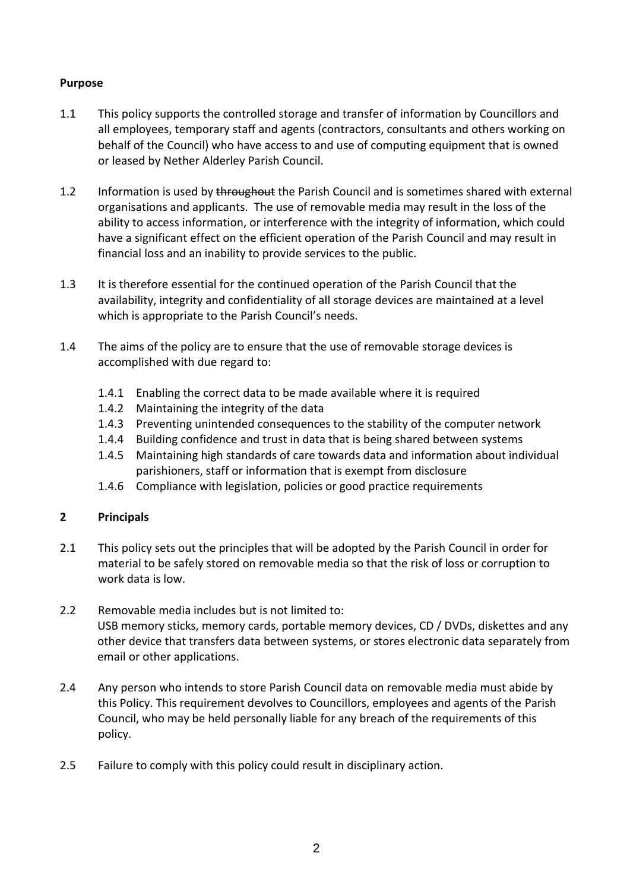**Purpose**

1.1 This policy supports the controlled storage and transfer of information by Councillors and all employees, temporary staff and agents (contractors, consultants and others working on behalf of the Council) who have access to and use of computing equipment that is owned or leased by Nether Alderley Parish Council.

1.2 Information is used by ~~throughout~~ the Parish Council and is sometimes shared with external organisations and applicants. The use of removable media may result in the loss of the ability to access information, or interference with the integrity of information, which could have a significant effect on the efficient operation of the Parish Council and may result in financial loss and an inability to provide services to the public.

1.3 It is therefore essential for the continued operation of the Parish Council that the availability, integrity and confidentiality of all storage devices are maintained at a level which is appropriate to the Parish Council's needs.

1.4 The aims of the policy are to ensure that the use of removable storage devices is accomplished with due regard to:

- 1.4.1 Enabling the correct data to be made available where it is required
- 1.4.2 Maintaining the integrity of the data
- 1.4.3 Preventing unintended consequences to the stability of the computer network
- 1.4.4 Building confidence and trust in data that is being shared between systems
- 1.4.5 Maintaining high standards of care towards data and information about individual parishioners, staff or information that is exempt from disclosure
- 1.4.6 Compliance with legislation, policies or good practice requirements

**2 Principals**

2.1 This policy sets out the principles that will be adopted by the Parish Council in order for material to be safely stored on removable media so that the risk of loss or corruption to work data is low.

2.2 Removable media includes but is not limited to:
USB memory sticks, memory cards, portable memory devices, CD / DVDs, diskettes and any other device that transfers data between systems, or stores electronic data separately from email or other applications.

2.4 Any person who intends to store Parish Council data on removable media must abide by this Policy. This requirement devolves to Councillors, employees and agents of the Parish Council, who may be held personally liable for any breach of the requirements of this policy.

2.5 Failure to comply with this policy could result in disciplinary action.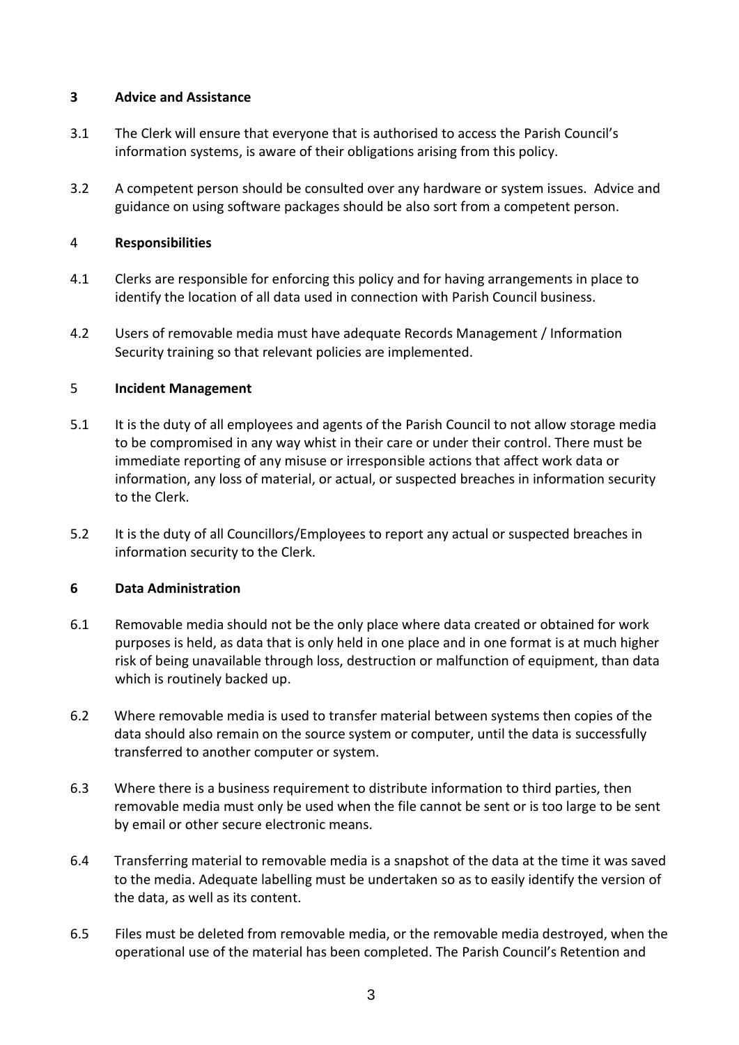## 3 Advice and Assistance

3.1 The Clerk will ensure that everyone that is authorised to access the Parish Council's information systems, is aware of their obligations arising from this policy.

3.2 A competent person should be consulted over any hardware or system issues. Advice and guidance on using software packages should be also sort from a competent person.

## 4 Responsibilities

4.1 Clerks are responsible for enforcing this policy and for having arrangements in place to identify the location of all data used in connection with Parish Council business.

4.2 Users of removable media must have adequate Records Management / Information Security training so that relevant policies are implemented.

## 5 Incident Management

5.1 It is the duty of all employees and agents of the Parish Council to not allow storage media to be compromised in any way whist in their care or under their control. There must be immediate reporting of any misuse or irresponsible actions that affect work data or information, any loss of material, or actual, or suspected breaches in information security to the Clerk.

5.2 It is the duty of all Councillors/Employees to report any actual or suspected breaches in information security to the Clerk.

## 6 Data Administration

6.1 Removable media should not be the only place where data created or obtained for work purposes is held, as data that is only held in one place and in one format is at much higher risk of being unavailable through loss, destruction or malfunction of equipment, than data which is routinely backed up.

6.2 Where removable media is used to transfer material between systems then copies of the data should also remain on the source system or computer, until the data is successfully transferred to another computer or system.

6.3 Where there is a business requirement to distribute information to third parties, then removable media must only be used when the file cannot be sent or is too large to be sent by email or other secure electronic means.

6.4 Transferring material to removable media is a snapshot of the data at the time it was saved to the media. Adequate labelling must be undertaken so as to easily identify the version of the data, as well as its content.

6.5 Files must be deleted from removable media, or the removable media destroyed, when the operational use of the material has been completed. The Parish Council's Retention and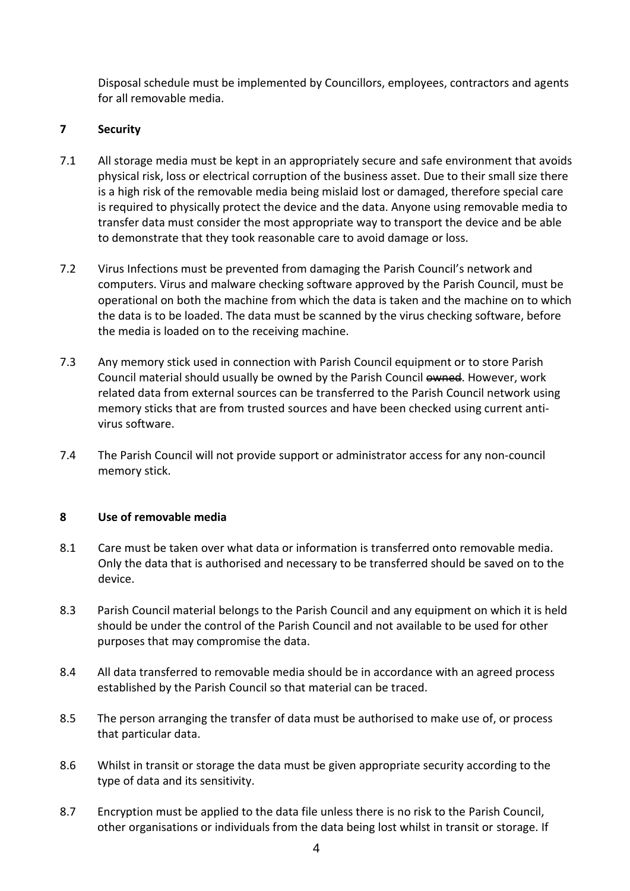Disposal schedule must be implemented by Councillors, employees, contractors and agents for all removable media.

## 7 Security

7.1 All storage media must be kept in an appropriately secure and safe environment that avoids physical risk, loss or electrical corruption of the business asset. Due to their small size there is a high risk of the removable media being mislaid lost or damaged, therefore special care is required to physically protect the device and the data. Anyone using removable media to transfer data must consider the most appropriate way to transport the device and be able to demonstrate that they took reasonable care to avoid damage or loss.

7.2 Virus Infections must be prevented from damaging the Parish Council's network and computers. Virus and malware checking software approved by the Parish Council, must be operational on both the machine from which the data is taken and the machine on to which the data is to be loaded. The data must be scanned by the virus checking software, before the media is loaded on to the receiving machine.

7.3 Any memory stick used in connection with Parish Council equipment or to store Parish Council material should usually be owned by the Parish Council ~~owned~~. However, work related data from external sources can be transferred to the Parish Council network using memory sticks that are from trusted sources and have been checked using current anti-virus software.

7.4 The Parish Council will not provide support or administrator access for any non-council memory stick.

## 8 Use of removable media

8.1 Care must be taken over what data or information is transferred onto removable media. Only the data that is authorised and necessary to be transferred should be saved on to the device.

8.3 Parish Council material belongs to the Parish Council and any equipment on which it is held should be under the control of the Parish Council and not available to be used for other purposes that may compromise the data.

8.4 All data transferred to removable media should be in accordance with an agreed process established by the Parish Council so that material can be traced.

8.5 The person arranging the transfer of data must be authorised to make use of, or process that particular data.

8.6 Whilst in transit or storage the data must be given appropriate security according to the type of data and its sensitivity.

8.7 Encryption must be applied to the data file unless there is no risk to the Parish Council, other organisations or individuals from the data being lost whilst in transit or storage. If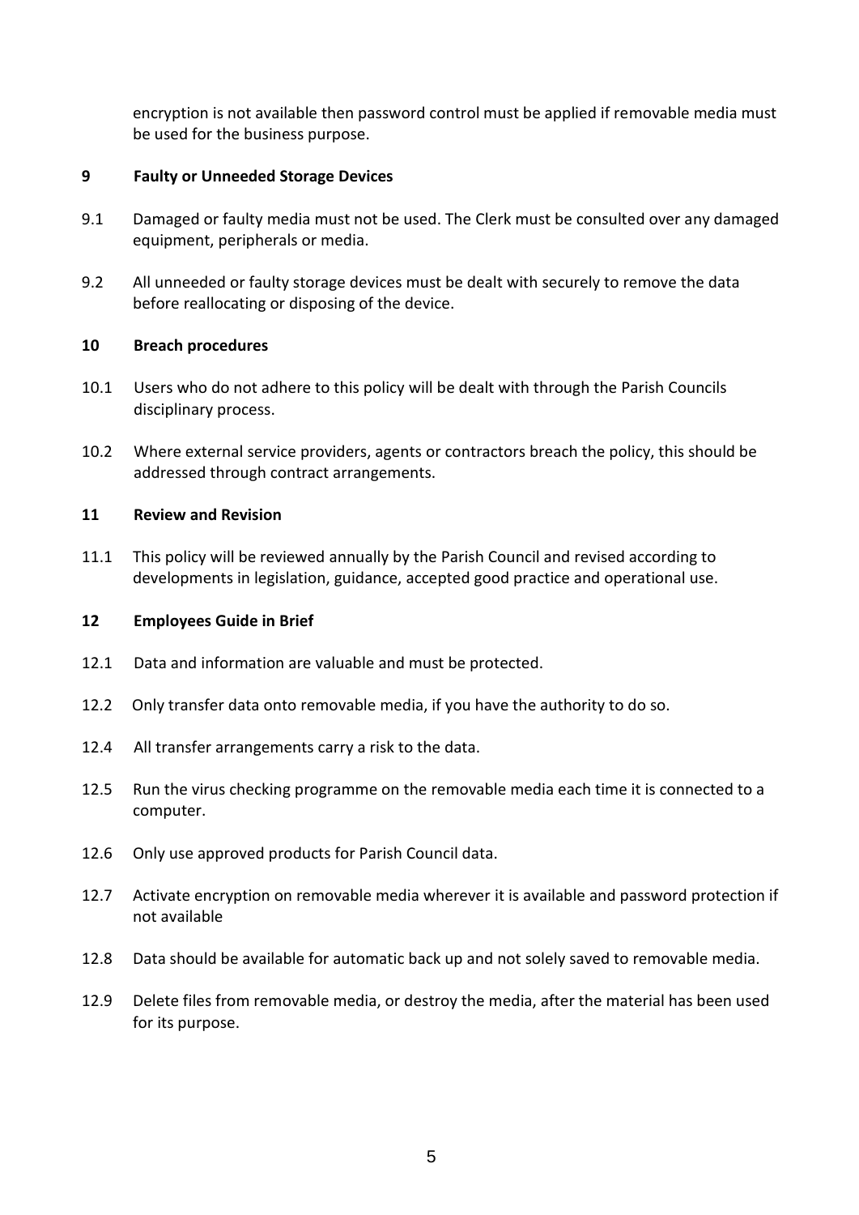encryption is not available then password control must be applied if removable media must be used for the business purpose.

## 9 Faulty or Unneeded Storage Devices

9.1 Damaged or faulty media must not be used. The Clerk must be consulted over any damaged equipment, peripherals or media.

9.2 All unneeded or faulty storage devices must be dealt with securely to remove the data before reallocating or disposing of the device.

## 10 Breach procedures

10.1 Users who do not adhere to this policy will be dealt with through the Parish Councils disciplinary process.

10.2 Where external service providers, agents or contractors breach the policy, this should be addressed through contract arrangements.

## 11 Review and Revision

11.1 This policy will be reviewed annually by the Parish Council and revised according to developments in legislation, guidance, accepted good practice and operational use.

## 12 Employees Guide in Brief

12.1 Data and information are valuable and must be protected.

12.2 Only transfer data onto removable media, if you have the authority to do so.

12.4 All transfer arrangements carry a risk to the data.

12.5 Run the virus checking programme on the removable media each time it is connected to a computer.

12.6 Only use approved products for Parish Council data.

12.7 Activate encryption on removable media wherever it is available and password protection if not available

12.8 Data should be available for automatic back up and not solely saved to removable media.

12.9 Delete files from removable media, or destroy the media, after the material has been used for its purpose.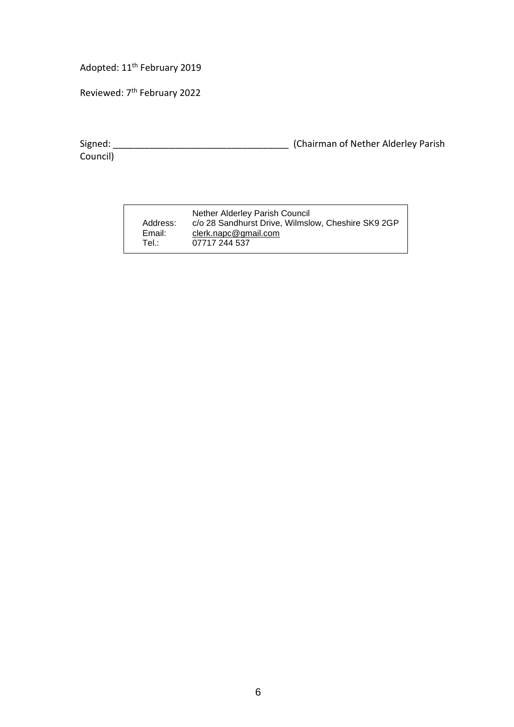Adopted: 11th February 2019

Reviewed: 7th February 2022

Signed: \_\_\_\_\_\_\_\_\_\_\_\_\_\_\_\_\_\_\_\_\_\_\_\_\_\_\_\_\_\_\_\_\_\_ (Chairman of Nether Alderley Parish Council)

| | |
|---|---|
| | Nether Alderley Parish Council |
| Address: | c/o 28 Sandhurst Drive, Wilmslow, Cheshire SK9 2GP |
| Email: | clerk.napc@gmail.com |
| Tel.: | 07717 244 537 |